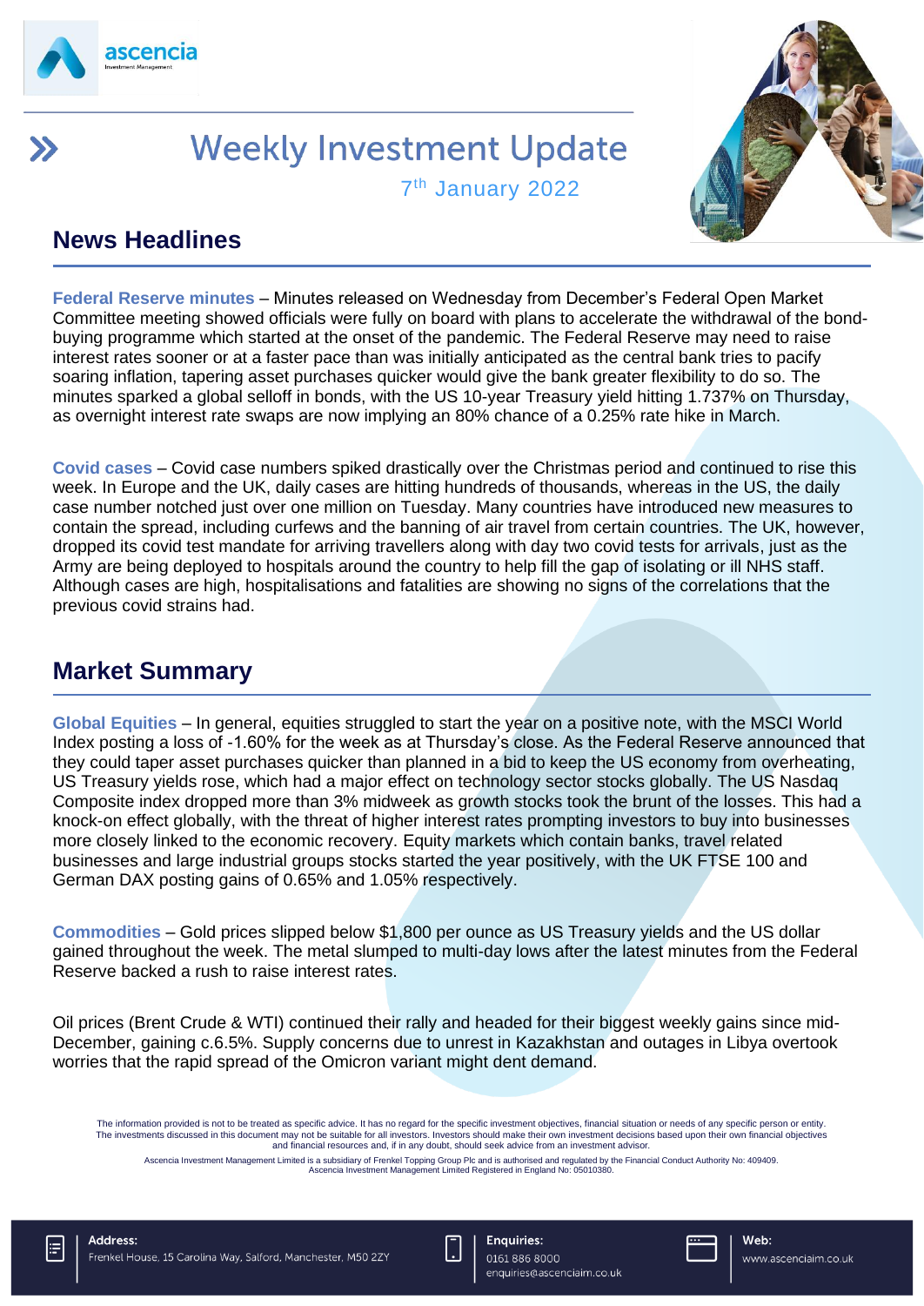# Weekly Investment Update

7th January 2022

## News Headlines

**Federal Reserve minutes** – Minutes released on Wednesday from December's Federal Open Market Committee meeting showed officials were fully on board with plans to accelerate the withdrawal of the bond-buying programme which started at the onset of the pandemic. The Federal Reserve may need to raise interest rates sooner or at a faster pace than was initially anticipated as the central bank tries to pacify soaring inflation, tapering asset purchases quicker would give the bank greater flexibility to do so. The minutes sparked a global selloff in bonds, with the US 10-year Treasury yield hitting 1.737% on Thursday, as overnight interest rate swaps are now implying an 80% chance of a 0.25% rate hike in March.

**Covid cases** – Covid case numbers spiked drastically over the Christmas period and continued to rise this week. In Europe and the UK, daily cases are hitting hundreds of thousands, whereas in the US, the daily case number notched just over one million on Tuesday. Many countries have introduced new measures to contain the spread, including curfews and the banning of air travel from certain countries. The UK, however, dropped its covid test mandate for arriving travellers along with day two covid tests for arrivals, just as the Army are being deployed to hospitals around the country to help fill the gap of isolating or ill NHS staff. Although cases are high, hospitalisations and fatalities are showing no signs of the correlations that the previous covid strains had.

## Market Summary

**Global Equities** – In general, equities struggled to start the year on a positive note, with the MSCI World Index posting a loss of -1.60% for the week as at Thursday's close. As the Federal Reserve announced that they could taper asset purchases quicker than planned in a bid to keep the US economy from overheating, US Treasury yields rose, which had a major effect on technology sector stocks globally. The US Nasdaq Composite index dropped more than 3% midweek as growth stocks took the brunt of the losses. This had a knock-on effect globally, with the threat of higher interest rates prompting investors to buy into businesses more closely linked to the economic recovery. Equity markets which contain banks, travel related businesses and large industrial groups stocks started the year positively, with the UK FTSE 100 and German DAX posting gains of 0.65% and 1.05% respectively.

**Commodities** – Gold prices slipped below $1,800 per ounce as US Treasury yields and the US dollar gained throughout the week. The metal slumped to multi-day lows after the latest minutes from the Federal Reserve backed a rush to raise interest rates.

Oil prices (Brent Crude & WTI) continued their rally and headed for their biggest weekly gains since mid-December, gaining c.6.5%. Supply concerns due to unrest in Kazakhstan and outages in Libya overtook worries that the rapid spread of the Omicron variant might dent demand.

The information provided is not to be treated as specific advice. It has no regard for the specific investment objectives, financial situation or needs of any specific person or entity. The investments discussed in this document may not be suitable for all investors. Investors should make their own investment decisions based upon their own financial objectives and financial resources and, if in any doubt, should seek advice from an investment advisor.

Ascencia Investment Management Limited is a subsidiary of Frenkel Topping Group Plc and is authorised and regulated by the Financial Conduct Authority No: 409409. Ascencia Investment Management Limited Registered in England No: 05010380.

**Address:** Frenkel House, 15 Carolina Way, Salford, Manchester, M50 2ZY

**Enquiries:** 0161 886 8000 enquiries@ascenciaim.co.uk

**Web:** www.ascenciaim.co.uk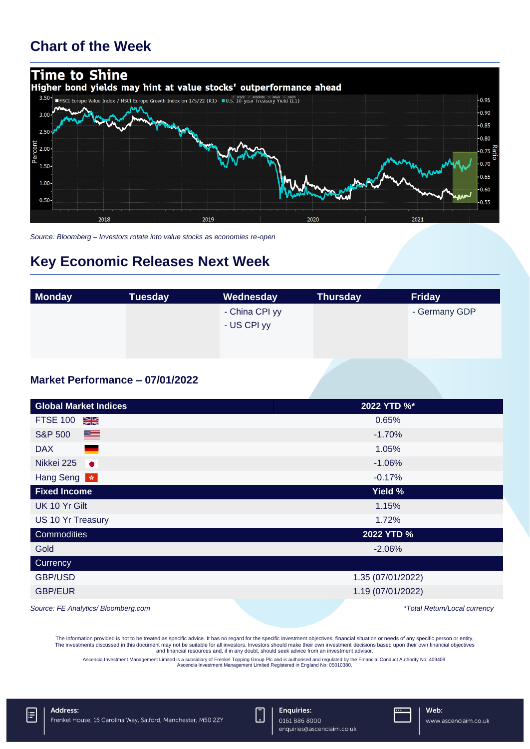## Chart of the Week

Time to Shine

Higher bond yields may hint at value stocks' outperformance ahead

MSCI Europe Value Index / MSCI Europe Growth Index on 1/5/22 (R1)   U.S. 10-year Treasury Yield (L1)

Percent

3.50
3.00
2.50
2.00
1.50
1.00
0.50

Ratio

0.95
0.90
0.85
0.80
0.75
0.70
0.65
0.60
0.55

2018
2019
2020
2021

*Source: Bloomberg – Investors rotate into value stocks as economies re-open*

## Key Economic Releases Next Week

| Monday | Tuesday | Wednesday | Thursday | Friday |
|---|---|---|---|---|
| | | - China CPI yy<br>- US CPI yy | | - Germany GDP |

### Market Performance – 07/01/2022

| Global Market Indices | 2022 YTD %* |
|---|---|
| FTSE 100 | 0.65% |
| S&P 500 | -1.70% |
| DAX | 1.05% |
| Nikkei 225 | -1.06% |
| Hang Seng | -0.17% |
| **Fixed Income** | **Yield %** |
| UK 10 Yr Gilt | 1.15% |
| US 10 Yr Treasury | 1.72% |
| Commodities | **2022 YTD %** |
| Gold | -2.06% |
| Currency | |
| GBP/USD | 1.35 (07/01/2022) |
| GBP/EUR | 1.19 (07/01/2022) |

*Source: FE Analytics/ Bloomberg.com*

**Total Return/Local currency*

The information provided is not to be treated as specific advice. It has no regard for the specific investment objectives, financial situation or needs of any specific person or entity. The investments discussed in this document may not be suitable for all investors. Investors should make their own investment decisions based upon their own financial objectives and financial resources and, if in any doubt, should seek advice from an investment adviser.

Ascencia Investment Management Limited is a subsidiary of Frenkel Topping Group Plc and is authorised and regulated by the Financial Conduct Authority No: 409409. Ascencia Investment Management Limited Registered in England No: 05010380.

**Address:** Frenkel House, 15 Carolina Way, Salford, Manchester, M50 2ZY

**Enquiries:** 0161 886 8000 enquiries@ascenciaim.co.uk

**Web:** www.ascenciaim.co.uk